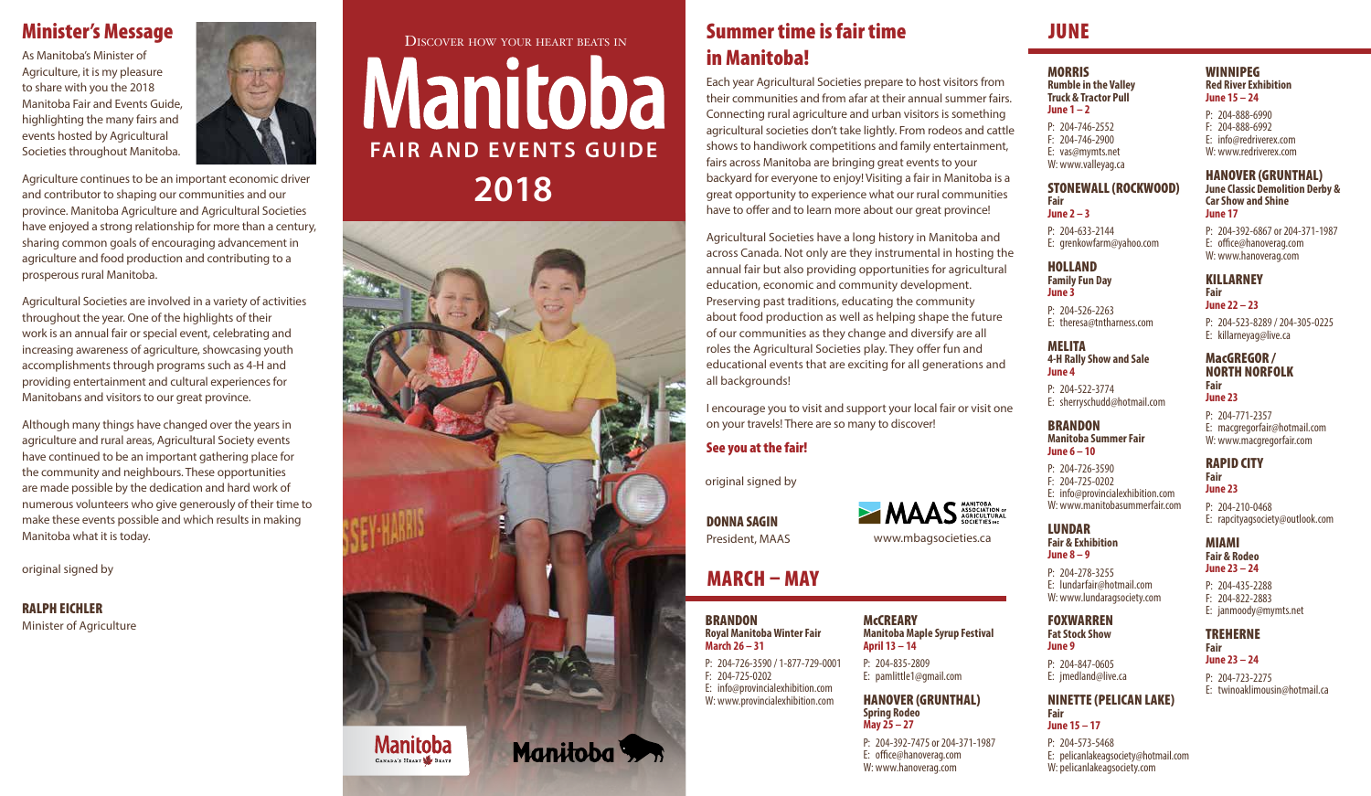## Minister's Message

As Manitoba's Minister of Agriculture, it is my pleasure to share with you the 2018 Manitoba Fair and Events Guide, highlighting the many fairs and events hosted by Agricultural Societies throughout Manitoba.

Agriculture continues to be an important economic driver and contributor to shaping our communities and our province. Manitoba Agriculture and Agricultural Societies have enjoyed a strong relationship for more than a century, sharing common goals of encouraging advancement in agriculture and food production and contributing to a prosperous rural Manitoba.

Agricultural Societies are involved in a variety of activities throughout the year. One of the highlights of their work is an annual fair or special event, celebrating and increasing awareness of agriculture, showcasing youth accomplishments through programs such as 4-H and providing entertainment and cultural experiences for Manitobans and visitors to our great province.

Although many things have changed over the years in agriculture and rural areas, Agricultural Society events have continued to be an important gathering place for the community and neighbours. These opportunities are made possible by the dedication and hard work of numerous volunteers who give generously of their time to make these events possible and which results in making Manitoba what it is today.

original signed by

**RALPH EICHLER**
Minister of Agriculture

DISCOVER HOW YOUR HEART BEATS IN

# Manitoba
## FAIR AND EVENTS GUIDE 2018

Manitoba — Canada's Heart Beats

Manitoba

## Summer time is fair time in Manitoba!

Each year Agricultural Societies prepare to host visitors from their communities and from afar at their annual summer fairs. Connecting rural agriculture and urban visitors is something agricultural societies don't take lightly. From rodeos and cattle shows to handiwork competitions and family entertainment, fairs across Manitoba are bringing great events to your backyard for everyone to enjoy! Visiting a fair in Manitoba is a great opportunity to experience what our rural communities have to offer and to learn more about our great province!

Agricultural Societies have a long history in Manitoba and across Canada. Not only are they instrumental in hosting the annual fair but also providing opportunities for agricultural education, economic and community development. Preserving past traditions, educating the community about food production as well as helping shape the future of our communities as they change and diversify are all roles the Agricultural Societies play. They offer fun and educational events that are exciting for all generations and all backgrounds!

I encourage you to visit and support your local fair or visit one on your travels! There are so many to discover!

**See you at the fair!**

original signed by

**DONNA SAGIN**
President, MAAS

MAAS — Manitoba Association of Agricultural Societies Inc.
www.mbagsocieties.ca

## MARCH – MAY

**BRANDON**
**Royal Manitoba Winter Fair**
**March 26 – 31**
P: 204-726-3590 / 1-877-729-0001
F: 204-725-0202
E: info@provincialexhibition.com
W: www.provincialexhibition.com

**McCREARY**
**Manitoba Maple Syrup Festival**
**April 13 – 14**
P: 204-835-2809
E: pamlittle1@gmail.com

**HANOVER (GRUNTHAL)**
**Spring Rodeo**
**May 25 – 27**
P: 204-392-7475 or 204-371-1987
E: office@hanoverag.com
W: www.hanoverag.com

## JUNE

**MORRIS**
**Rumble in the Valley Truck & Tractor Pull**
**June 1 – 2**
P: 204-746-2552
F: 204-746-2900
E: vas@mymts.net
W: www.valleyag.ca

**STONEWALL (ROCKWOOD)**
**Fair**
**June 2 – 3**
P: 204-633-2144
E: grenkowfarm@yahoo.com

**HOLLAND**
**Family Fun Day**
**June 3**
P: 204-526-2263
E: theresa@tntharness.com

**MELITA**
**4-H Rally Show and Sale**
**June 4**
P: 204-522-3774
E: sherryschudd@hotmail.com

**BRANDON**
**Manitoba Summer Fair**
**June 6 – 10**
P: 204-726-3590
F: 204-725-0202
E: info@provincialexhibition.com
W: www.manitobasummerfair.com

**LUNDAR**
**Fair & Exhibition**
**June 8 – 9**
P: 204-278-3255
E: lundarfair@hotmail.com
W: www.lundaragsociety.com

**FOXWARREN**
**Fat Stock Show**
**June 9**
P: 204-847-0605
E: jmedland@live.ca

**NINETTE (PELICAN LAKE)**
**Fair**
**June 15 – 17**
P: 204-573-5468
E: pelicanlakeagsociety@hotmail.com
W: pelicanlakeagsociety.com

**WINNIPEG**
**Red River Exhibition**
**June 15 – 24**
P: 204-888-6990
F: 204-888-6992
E: info@redriverex.com
W: www.redriverex.com

**HANOVER (GRUNTHAL)**
**June Classic Demolition Derby & Car Show and Shine**
**June 17**
P: 204-392-6867 or 204-371-1987
E: office@hanoverag.com
W: www.hanoverag.com

**KILLARNEY**
**Fair**
**June 22 – 23**
P: 204-523-8289 / 204-305-0225
E: killarneyag@live.ca

**MacGREGOR / NORTH NORFOLK**
**Fair**
**June 23**
P: 204-771-2357
E: macgregorfair@hotmail.com
W: www.macgregorfair.com

**RAPID CITY**
**Fair**
**June 23**
P: 204-210-0468
E: rapcityagsociety@outlook.com

**MIAMI**
**Fair & Rodeo**
**June 23 – 24**
P: 204-435-2288
F: 204-822-2883
E: janmoody@mymts.net

**TREHERNE**
**Fair**
**June 23 – 24**
P: 204-723-2275
E: twinoaklimousin@hotmail.ca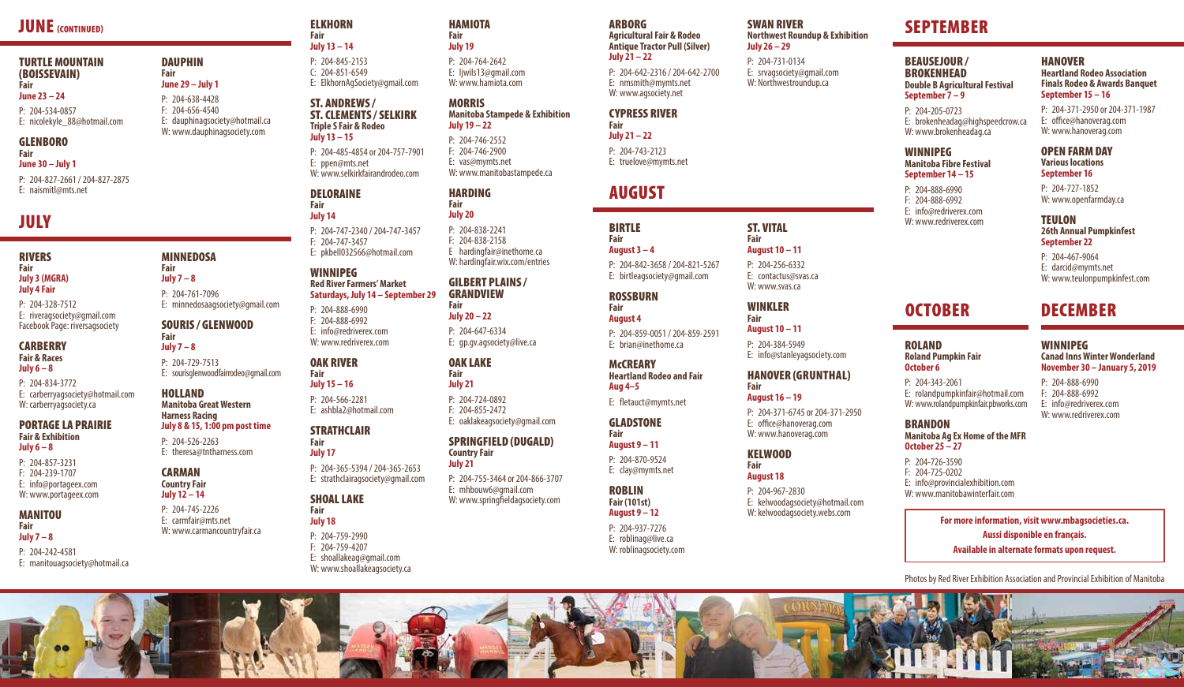## JUNE (CONTINUED)

### TURTLE MOUNTAIN (BOISSEVAIN)
**Fair**
**June 23 – 24**

P: 204-534-0857
E: nicolekyle_88@hotmail.com

### GLENBORO
**Fair**
**June 30 – July 1**

P: 204-827-2661 / 204-827-2875
E: naismitl@mts.net

### DAUPHIN
**Fair**
**June 29 – July 1**

P: 204-638-4428
F: 204-656-4540
E: dauphinagsociety@hotmail.ca
W: www.dauphinagsociety.com

## JULY

### RIVERS
**Fair**
**July 3 (MGRA)**
**July 4 Fair**

P: 204-328-7512
E: riveragsociety@gmail.com
Facebook Page: riversagsociety

### CARBERRY
**Fair & Races**
**July 6 – 8**

P: 204-834-3772
E: carberryagsociety@hotmail.com
W: carberryagsociety.ca

### PORTAGE LA PRAIRIE
**Fair & Exhibition**
**July 6 – 8**

P: 204-857-3231
F: 204-239-1707
E: info@portageex.com
W: www.portageex.com

### MANITOU
**Fair**
**July 7 – 8**

P: 204-242-4581
E: manitouagsociety@hotmail.ca

### MINNEDOSA
**Fair**
**July 7 – 8**

P: 204-761-7096
E: minnedosaagsociety@gmail.com

### SOURIS / GLENWOOD
**Fair**
**July 7 – 8**

P: 204-729-7513
E: sourisglenwoodfairrodeo@gmail.com

### HOLLAND
**Manitoba Great Western Harness Racing**
**July 8 & 15, 1:00 pm post time**

P: 204-526-2263
E: theresa@tntharness.com

### CARMAN
**Country Fair**
**July 12 – 14**

P: 204-745-2226
E: carmfair@mts.net
W: www.carmancountryfair.ca

### ELKHORN
**Fair**
**July 13 – 14**

P: 204-845-2153
C: 204-851-6549
E: ElkhornAgSociety@gmail.com

### ST. ANDREWS / ST. CLEMENTS / SELKIRK
**Triple S Fair & Rodeo**
**July 13 – 15**

P: 204-485-4854 or 204-757-7901
E: ppen@mts.net
W: www.selkirkfairandrodeo.com

### DELORAINE
**Fair**
**July 14**

P: 204-747-2340 / 204-747-3457
F: 204-747-3457
E: pkbell032566@hotmail.com

### WINNIPEG
**Red River Farmers' Market**
**Saturdays, July 14 – September 29**

P: 204-888-6990
F: 204-888-6992
E: info@redriverex.com
W: www.redriverex.com

### OAK RIVER
**Fair**
**July 15 – 16**

P: 204-566-2281
E: ashbla2@hotmail.com

### STRATHCLAIR
**Fair**
**July 17**

P: 204-365-5394 / 204-365-2653
E: strathclairagsociety@gmail.com

### SHOAL LAKE
**Fair**
**July 18**

P: 204-759-2990
F: 204-759-4207
E: shoallakeag@gmail.com
W: www.shoallakeagsociety.ca

### HAMIOTA
**Fair**
**July 19**

P: 204-764-2642
E: ljwils13@gmail.com
W: www.hamiota.com

### MORRIS
**Manitoba Stampede & Exhibition**
**July 19 – 22**

P: 204-746-2552
F: 204-746-2900
E: vas@mymts.net
W: www.manitobastampede.ca

### HARDING
**Fair**
**July 20**

P: 204-838-2241
F: 204-838-2158
E hardingfair@inethome.ca
W: hardingfair.wix.com/entries

### GILBERT PLAINS / GRANDVIEW
**Fair**
**July 20 – 22**

P: 204-647-6334
E: gp.gv.agsociety@live.ca

### OAK LAKE
**Fair**
**July 21**

P: 204-724-0892
F: 204-855-2472
E: oaklakeagsociety@gmail.com

### SPRINGFIELD (DUGALD)
**Country Fair**
**July 21**

P: 204-755-3464 or 204-866-3707
E: mhbouw6@gmail.com
W: www.springfieldagsociety.com

### ARBORG
**Agricultural Fair & Rodeo**
**Antique Tractor Pull (Silver)**
**July 21 – 22**

P: 204-642-2316 / 204-642-2700
E: nmsmith@mymts.net
W: www.agsociety.net

### CYPRESS RIVER
**Fair**
**July 21 – 22**

P: 204-743-2123
E: truelove@mymts.net

### SWAN RIVER
**Northwest Roundup & Exhibition**
**July 26 – 29**

P: 204-731-0134
E: srvagsociety@gmail.com
W: Northwestroundup.ca

## AUGUST

### BIRTLE
**Fair**
**August 3 – 4**

P: 204-842-3658 / 204-821-5267
E: birtleagsociety@gmail.com

### ROSSBURN
**Fair**
**August 4**

P: 204-859-0051 / 204-859-2591
E: brian@inethome.ca

### McCREARY
**Heartland Rodeo and Fair**
**Aug 4–5**

E: fletauct@mymts.net

### GLADSTONE
**Fair**
**August 9 – 11**

P: 204-870-9524
E: clay@mymts.net

### ROBLIN
**Fair (101st)**
**August 9 – 12**

P: 204-937-7276
E: roblinag@live.ca
W: roblinagsociety.com

### ST. VITAL
**Fair**
**August 10 – 11**

P: 204-256-6332
E: contactus@svas.ca
W: www.svas.ca

### WINKLER
**Fair**
**August 10 – 11**

P: 204-384-5949
E: info@stanleyagsociety.com

### HANOVER (GRUNTHAL)
**Fair**
**August 16 – 19**

P: 204-371-6745 or 204-371-2950
E: office@hanoverag.com
W: www.hanoverag.com

### KELWOOD
**Fair**
**August 18**

P: 204-967-2830
E: kelwoodagsociety@hotmail.com
W: kelwoodagsociety.webs.com

## SEPTEMBER

### BEAUSEJOUR / BROKENHEAD
**Double B Agricultural Festival**
**September 7 – 9**

P: 204-205-0723
E: brokenheadag@highspeedcrow.ca
W: www.brokenheadag.ca

### WINNIPEG
**Manitoba Fibre Festival**
**September 14 – 15**

P: 204-888-6990
F: 204-888-6992
E: info@redriverex.com
W: www.redriverex.com

### HANOVER
**Heartland Rodeo Association Finals Rodeo & Awards Banquet**
**September 15 – 16**

P: 204-371-2950 or 204-371-1987
E: office@hanoverag.com
W: www.hanoverag.com

### OPEN FARM DAY
**Various locations**
**September 16**

P: 204-727-1852
W: www.openfarmday.ca

### TEULON
**26th Annual Pumpkinfest**
**September 22**

P: 204-467-9064
E: darcid@mymts.net
W: www.teulonpumpkinfest.com

## OCTOBER

### ROLAND
**Roland Pumpkin Fair**
**October 6**

P: 204-343-2061
E: rolandpumpkinfair@hotmail.com
W: www.rolandpumpkinfair.pbworks.com

### BRANDON
**Manitoba Ag Ex Home of the MFR**
**October 25 – 27**

P: 204-726-3590
F: 204-725-0202
E: info@provincialexhibition.com
W: www.manitobawinterfair.com

## DECEMBER

### WINNIPEG
**Canad Inns Winter Wonderland**
**November 30 – January 5, 2019**

P: 204-888-6990
F: 204-888-6992
E: info@redriverex.com
W: www.redriverex.com

**For more information, visit www.mbagsocieties.ca.**
**Aussi disponible en français.**
**Available in alternate formats upon request.**

Photos by Red River Exhibition Association and Provincial Exhibition of Manitoba